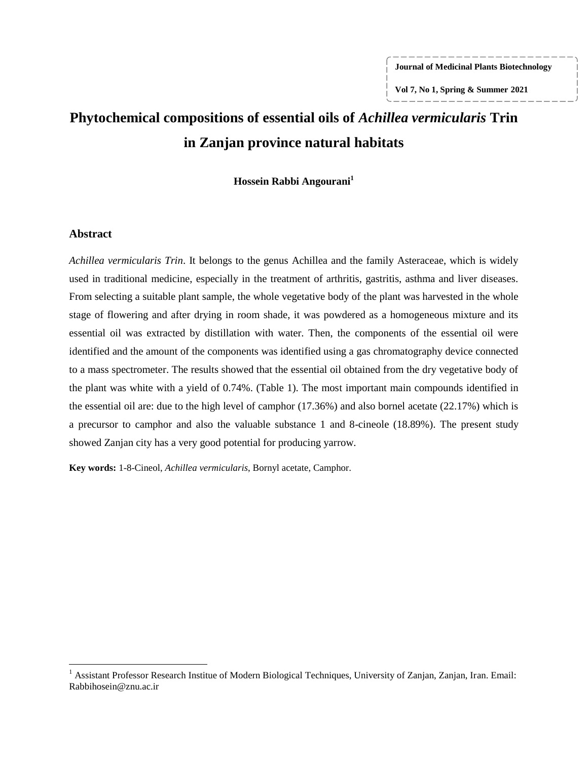# Phytochemical compositions of essential oils of *Achillea vermicularis* Trin in Zanjan province natural habitats

**Hossein Rabbi Angourani[1]**

## Abstract

*Achillea vermicularis Trin*. It belongs to the genus Achillea and the family Asteraceae, which is widely used in traditional medicine, especially in the treatment of arthritis, gastritis, asthma and liver diseases. From selecting a suitable plant sample, the whole vegetative body of the plant was harvested in the whole stage of flowering and after drying in room shade, it was powdered as a homogeneous mixture and its essential oil was extracted by distillation with water. Then, the components of the essential oil were identified and the amount of the components was identified using a gas chromatography device connected to a mass spectrometer. The results showed that the essential oil obtained from the dry vegetative body of the plant was white with a yield of 0.74%. (Table 1). The most important main compounds identified in the essential oil are: due to the high level of camphor (17.36%) and also bornel acetate (22.17%) which is a precursor to camphor and also the valuable substance 1 and 8-cineole (18.89%). The present study showed Zanjan city has a very good potential for producing yarrow.

**Key words:** 1-8-Cineol, *Achillea vermicularis*, Bornyl acetate, Camphor.

[1] Assistant Professor Research Institue of Modern Biological Techniques, University of Zanjan, Zanjan, Iran. Email: Rabbihosein@znu.ac.ir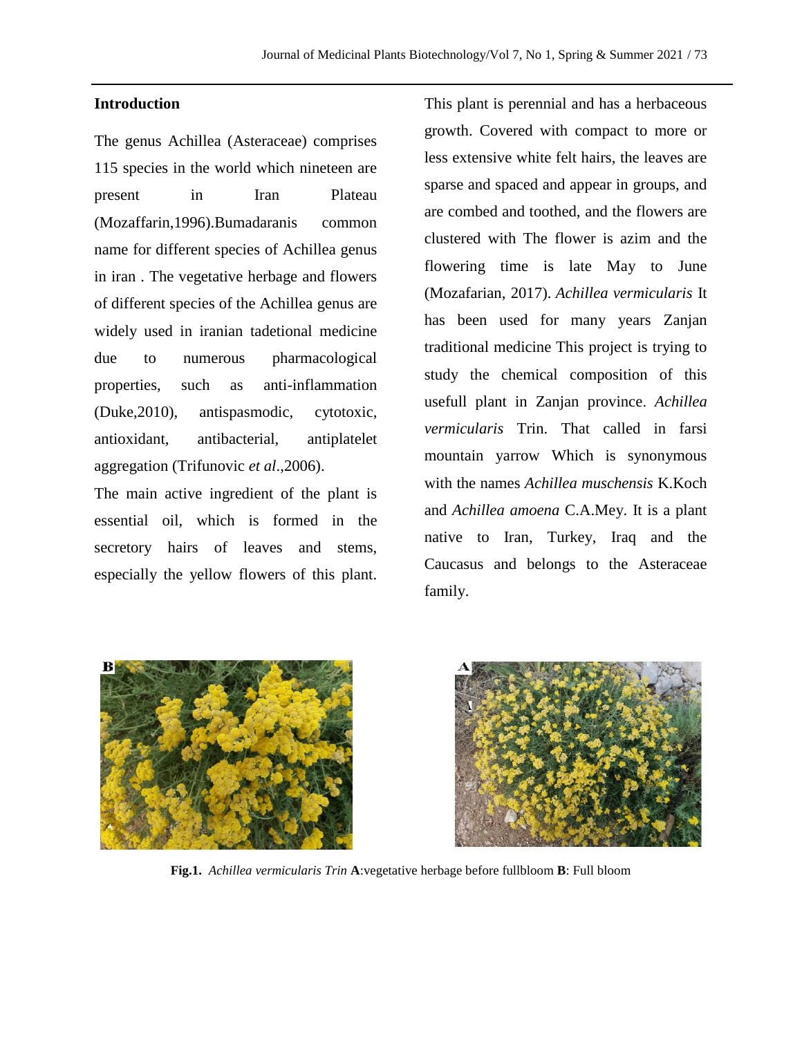## Introduction

The genus Achillea (Asteraceae) comprises 115 species in the world which nineteen are present in Iran Plateau (Mozaffarin,1996).Bumadaranis common name for different species of Achillea genus in iran . The vegetative herbage and flowers of different species of the Achillea genus are widely used in iranian tadetional medicine due to numerous pharmacological properties, such as anti-inflammation (Duke,2010), antispasmodic, cytotoxic, antioxidant, antibacterial, antiplatelet aggregation (Trifunovic *et al*.,2006).

The main active ingredient of the plant is essential oil, which is formed in the secretory hairs of leaves and stems, especially the yellow flowers of this plant. This plant is perennial and has a herbaceous growth. Covered with compact to more or less extensive white felt hairs, the leaves are sparse and spaced and appear in groups, and are combed and toothed, and the flowers are clustered with The flower is azim and the flowering time is late May to June (Mozafarian, 2017). *Achillea vermicularis* It has been used for many years Zanjan traditional medicine This project is trying to study the chemical composition of this usefull plant in Zanjan province. *Achillea vermicularis* Trin. That called in farsi mountain yarrow Which is synonymous with the names *Achillea muschensis* K.Koch and *Achillea amoena* C.A.Mey. It is a plant native to Iran, Turkey, Iraq and the Caucasus and belongs to the Asteraceae family.

**Fig.1.** *Achillea vermicularis Trin* **A**:vegetative herbage before fullbloom **B**: Full bloom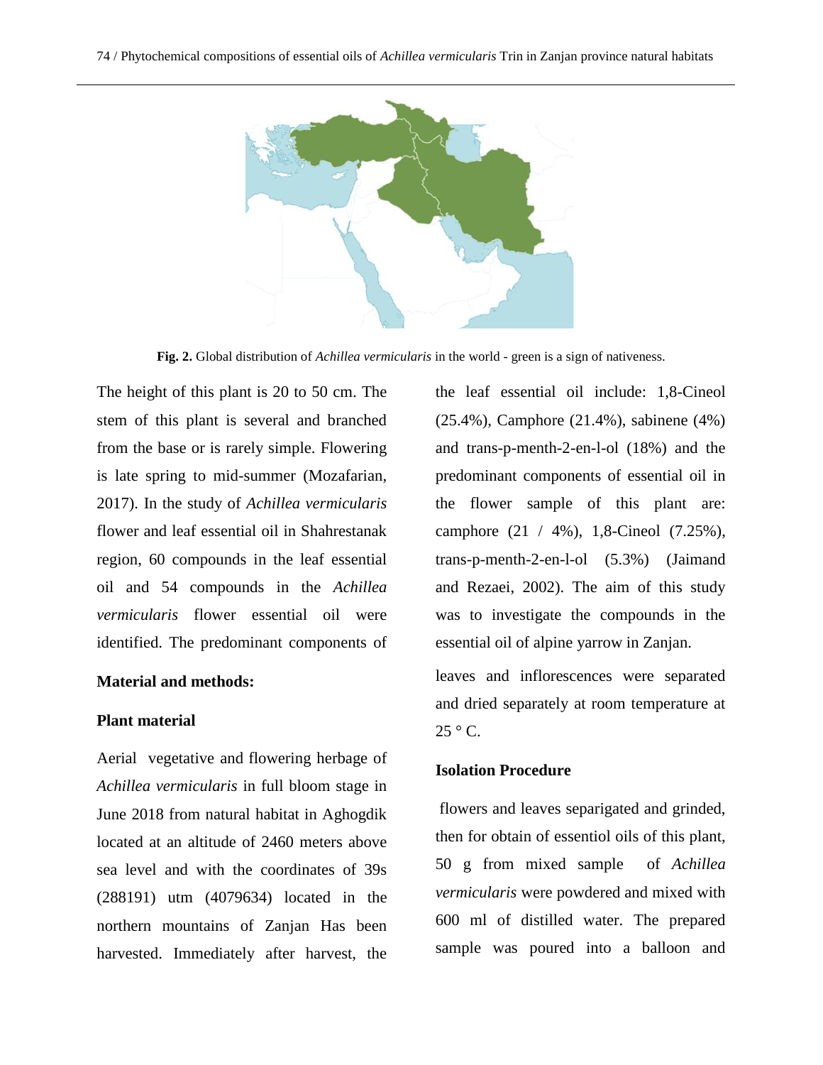Fig. 2. Global distribution of *Achillea vermicularis* in the world - green is a sign of nativeness.

The height of this plant is 20 to 50 cm. The stem of this plant is several and branched from the base or is rarely simple. Flowering is late spring to mid-summer (Mozafarian, 2017). In the study of *Achillea vermicularis* flower and leaf essential oil in Shahrestanak region, 60 compounds in the leaf essential oil and 54 compounds in the *Achillea vermicularis* flower essential oil were identified. The predominant components of the leaf essential oil include: 1,8-Cineol (25.4%), Camphore (21.4%), sabinene (4%) and trans-p-menth-2-en-l-ol (18%) and the predominant components of essential oil in the flower sample of this plant are: camphore (21 / 4%), 1,8-Cineol (7.25%), trans-p-menth-2-en-l-ol (5.3%) (Jaimand and Rezaei, 2002). The aim of this study was to investigate the compounds in the essential oil of alpine yarrow in Zanjan.

## Material and methods:

### Plant material

Aerial vegetative and flowering herbage of *Achillea vermicularis* in full bloom stage in June 2018 from natural habitat in Aghogdik located at an altitude of 2460 meters above sea level and with the coordinates of 39s (288191) utm (4079634) located in the northern mountains of Zanjan Has been harvested. Immediately after harvest, the leaves and inflorescences were separated and dried separately at room temperature at 25 ° C.

### Isolation Procedure

flowers and leaves separigated and grinded, then for obtain of essentiol oils of this plant, 50 g from mixed sample of *Achillea vermicularis* were powdered and mixed with 600 ml of distilled water. The prepared sample was poured into a balloon and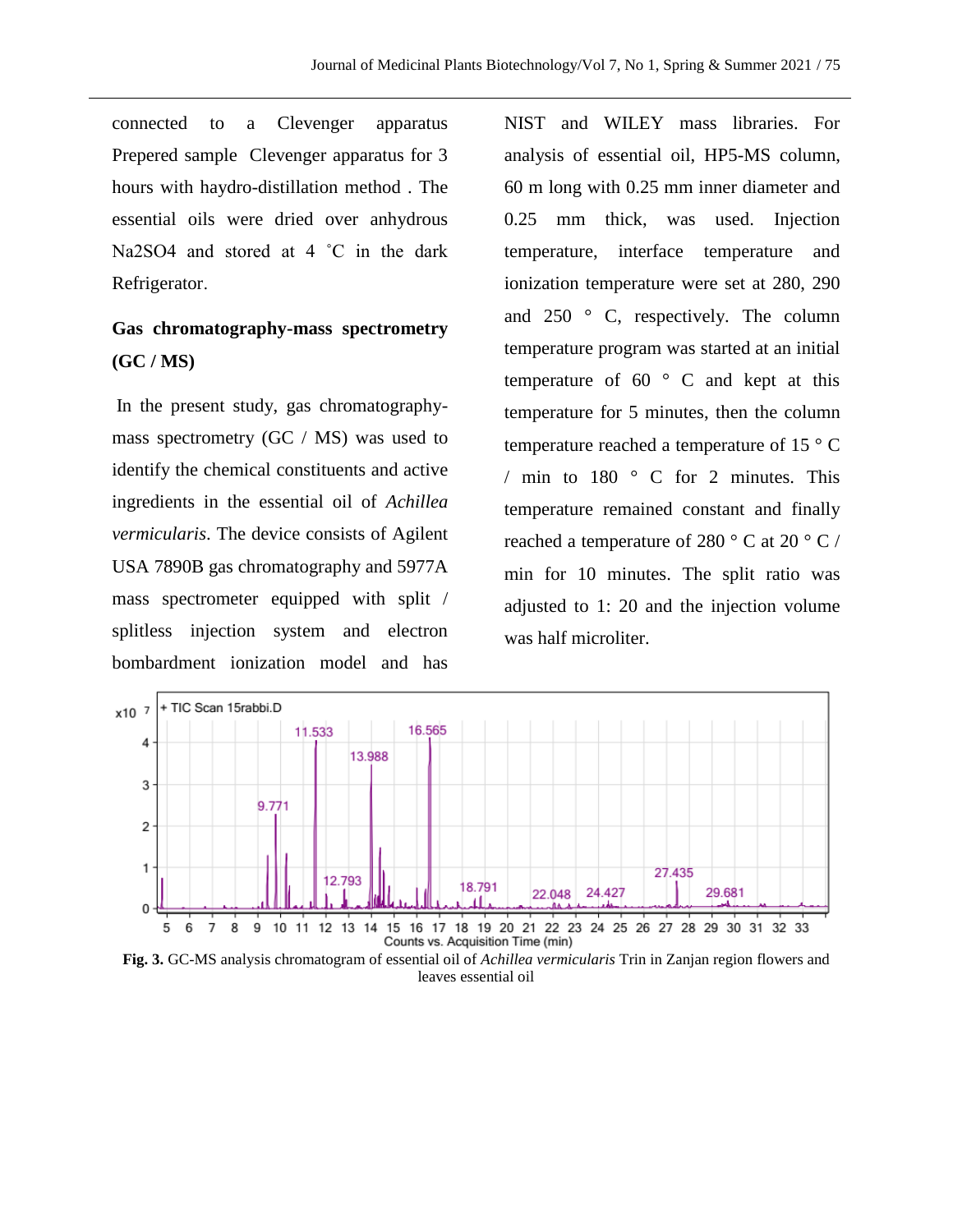connected to a Clevenger apparatus Prepered sample Clevenger apparatus for 3 hours with haydro-distillation method . The essential oils were dried over anhydrous $Na_2SO_4$ and stored at 4 ˚C in the dark Refrigerator.

**Gas chromatography-mass spectrometry (GC / MS)**

In the present study, gas chromatography-mass spectrometry (GC / MS) was used to identify the chemical constituents and active ingredients in the essential oil of *Achillea vermicularis*. The device consists of Agilent USA 7890B gas chromatography and 5977A mass spectrometer equipped with split / splitless injection system and electron bombardment ionization model and has NIST and WILEY mass libraries. For analysis of essential oil, HP5-MS column, 60 m long with 0.25 mm inner diameter and 0.25 mm thick, was used. Injection temperature, interface temperature and ionization temperature were set at 280, 290 and 250 ° C, respectively. The column temperature program was started at an initial temperature of 60 ° C and kept at this temperature for 5 minutes, then the column temperature reached a temperature of 15 ° C / min to 180 ° C for 2 minutes. This temperature remained constant and finally reached a temperature of 280 ° C at 20 ° C / min for 10 minutes. The split ratio was adjusted to 1: 20 and the injection volume was half microliter.

**Fig. 3.** GC-MS analysis chromatogram of essential oil of *Achillea vermicularis* Trin in Zanjan region flowers and leaves essential oil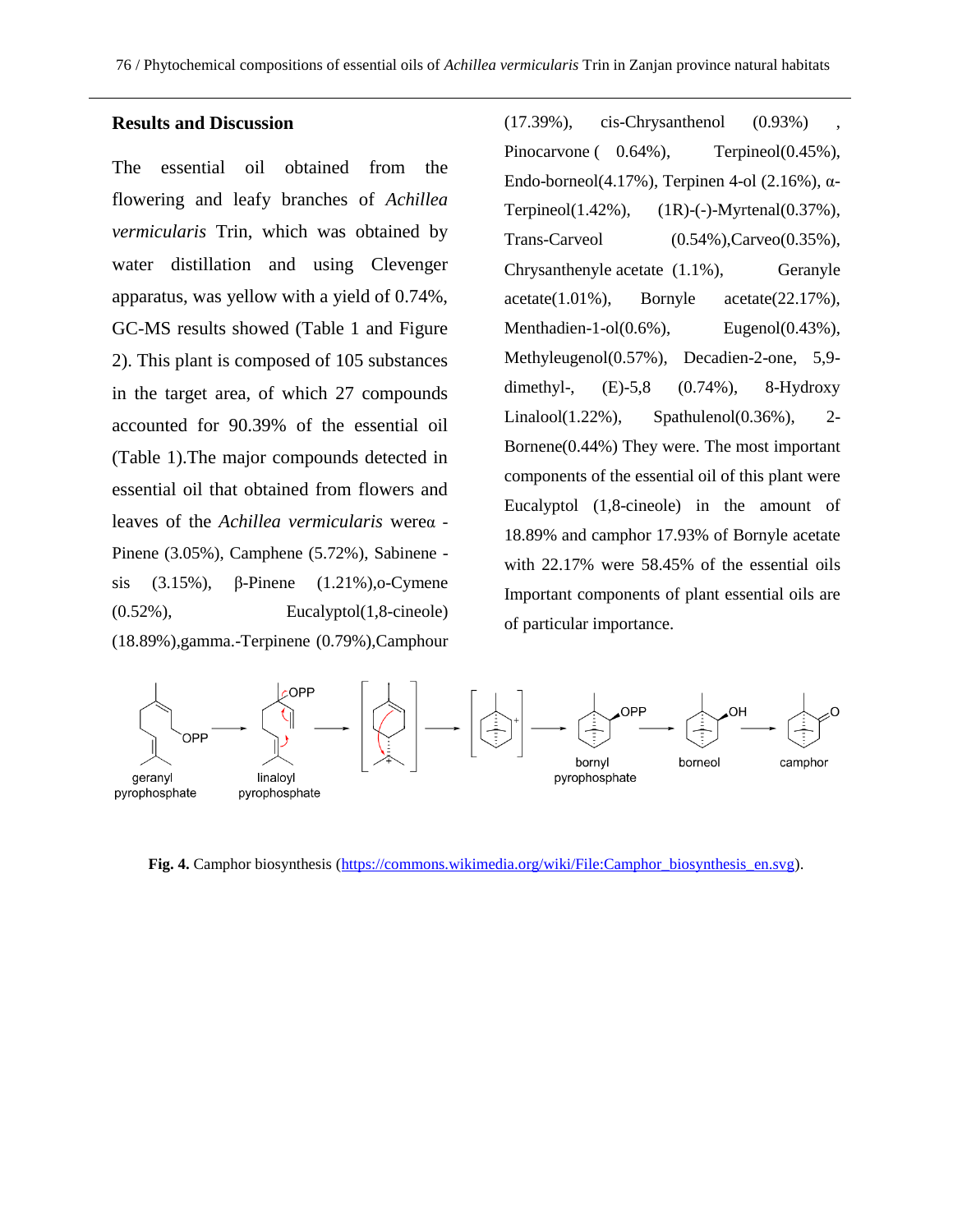## Results and Discussion

The essential oil obtained from the flowering and leafy branches of *Achillea vermicularis* Trin, which was obtained by water distillation and using Clevenger apparatus, was yellow with a yield of 0.74%, GC-MS results showed (Table 1 and Figure 2). This plant is composed of 105 substances in the target area, of which 27 compounds accounted for 90.39% of the essential oil (Table 1).The major compounds detected in essential oil that obtained from flowers and leaves of the *Achillea vermicularis* wereα -Pinene (3.05%), Camphene (5.72%), Sabinene -sis (3.15%), β-Pinene (1.21%),o-Cymene (0.52%), Eucalyptol(1,8-cineole) (18.89%),gamma.-Terpinene (0.79%),Camphour (17.39%), cis-Chrysanthenol (0.93%) , Pinocarvone ( 0.64%), Terpineol(0.45%), Endo-borneol(4.17%), Terpinen 4-ol (2.16%), α-Terpineol(1.42%), (1R)-(-)-Myrtenal(0.37%), Trans-Carveol (0.54%),Carveo(0.35%), Chrysanthenyle acetate (1.1%), Geranyle acetate(1.01%), Bornyle acetate(22.17%), Menthadien-1-ol(0.6%), Eugenol(0.43%), Methyleugenol(0.57%), Decadien-2-one, 5,9-dimethyl-, (E)-5,8 (0.74%), 8-Hydroxy Linalool(1.22%), Spathulenol(0.36%), 2-Bornene(0.44%) They were. The most important components of the essential oil of this plant were Eucalyptol (1,8-cineole) in the amount of 18.89% and camphor 17.93% of Bornyle acetate with 22.17% were 58.45% of the essential oils Important components of plant essential oils are of particular importance.

**Fig. 4.** Camphor biosynthesis (https://commons.wikimedia.org/wiki/File:Camphor_biosynthesis_en.svg).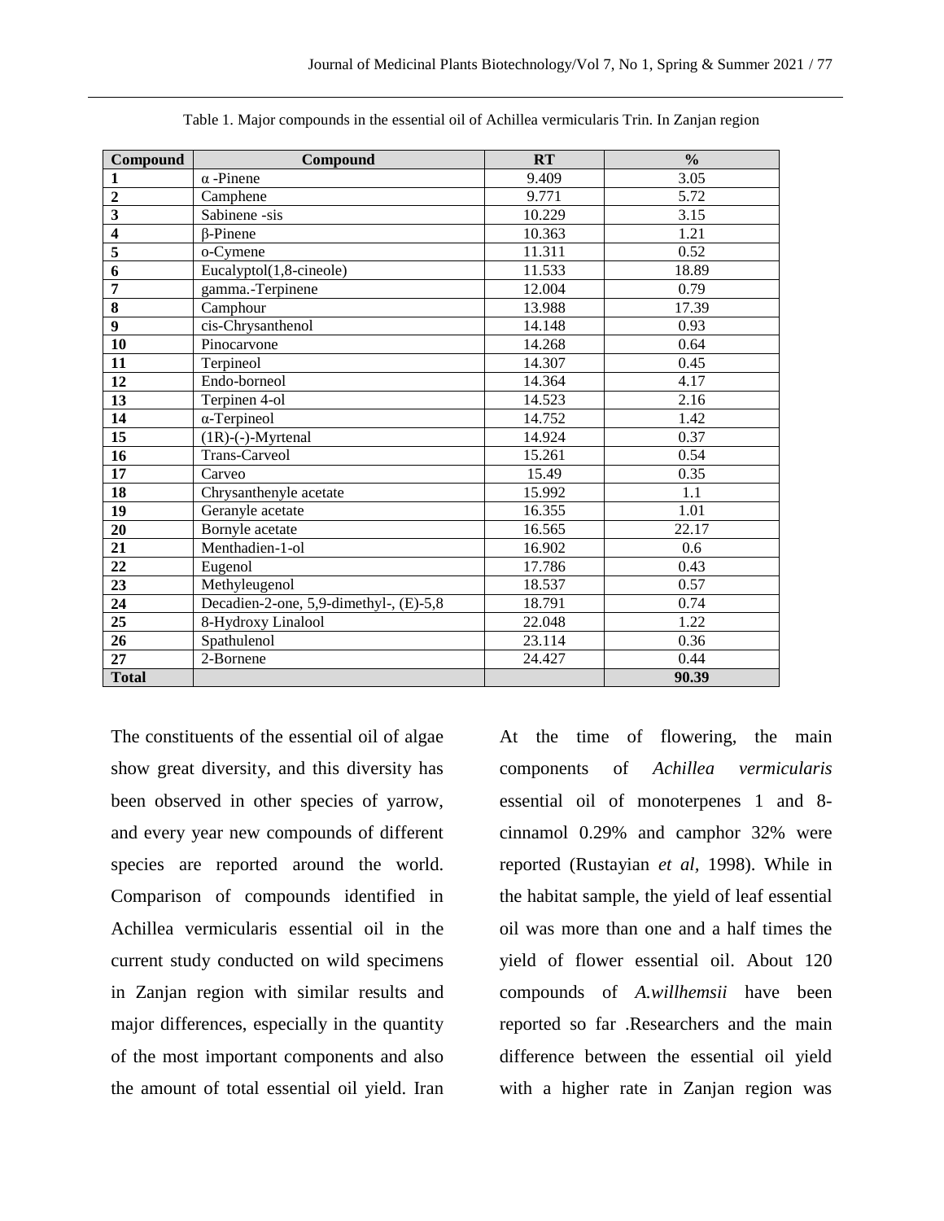Table 1. Major compounds in the essential oil of Achillea vermicularis Trin. In Zanjan region

| Compound | Compound | RT | % |
|---|---|---|---|
| 1 | α -Pinene | 9.409 | 3.05 |
| 2 | Camphene | 9.771 | 5.72 |
| 3 | Sabinene -sis | 10.229 | 3.15 |
| 4 | β-Pinene | 10.363 | 1.21 |
| 5 | o-Cymene | 11.311 | 0.52 |
| 6 | Eucalyptol(1,8-cineole) | 11.533 | 18.89 |
| 7 | gamma.-Terpinene | 12.004 | 0.79 |
| 8 | Camphour | 13.988 | 17.39 |
| 9 | cis-Chrysanthenol | 14.148 | 0.93 |
| 10 | Pinocarvone | 14.268 | 0.64 |
| 11 | Terpineol | 14.307 | 0.45 |
| 12 | Endo-borneol | 14.364 | 4.17 |
| 13 | Terpinen 4-ol | 14.523 | 2.16 |
| 14 | α-Terpineol | 14.752 | 1.42 |
| 15 | (1R)-(-)-Myrtenal | 14.924 | 0.37 |
| 16 | Trans-Carveol | 15.261 | 0.54 |
| 17 | Carveo | 15.49 | 0.35 |
| 18 | Chrysanthenyle acetate | 15.992 | 1.1 |
| 19 | Geranyle acetate | 16.355 | 1.01 |
| 20 | Bornyle acetate | 16.565 | 22.17 |
| 21 | Menthadien-1-ol | 16.902 | 0.6 |
| 22 | Eugenol | 17.786 | 0.43 |
| 23 | Methyleugenol | 18.537 | 0.57 |
| 24 | Decadien-2-one, 5,9-dimethyl-, (E)-5,8 | 18.791 | 0.74 |
| 25 | 8-Hydroxy Linalool | 22.048 | 1.22 |
| 26 | Spathulenol | 23.114 | 0.36 |
| 27 | 2-Bornene | 24.427 | 0.44 |
| **Total** | | | **90.39** |

The constituents of the essential oil of algae show great diversity, and this diversity has been observed in other species of yarrow, and every year new compounds of different species are reported around the world. Comparison of compounds identified in Achillea vermicularis essential oil in the current study conducted on wild specimens in Zanjan region with similar results and major differences, especially in the quantity of the most important components and also the amount of total essential oil yield. Iran At the time of flowering, the main components of *Achillea vermicularis* essential oil of monoterpenes 1 and 8-cinnamol 0.29% and camphor 32% were reported (Rustayian *et al*, 1998). While in the habitat sample, the yield of leaf essential oil was more than one and a half times the yield of flower essential oil. About 120 compounds of *A.willhemsii* have been reported so far .Researchers and the main difference between the essential oil yield with a higher rate in Zanjan region was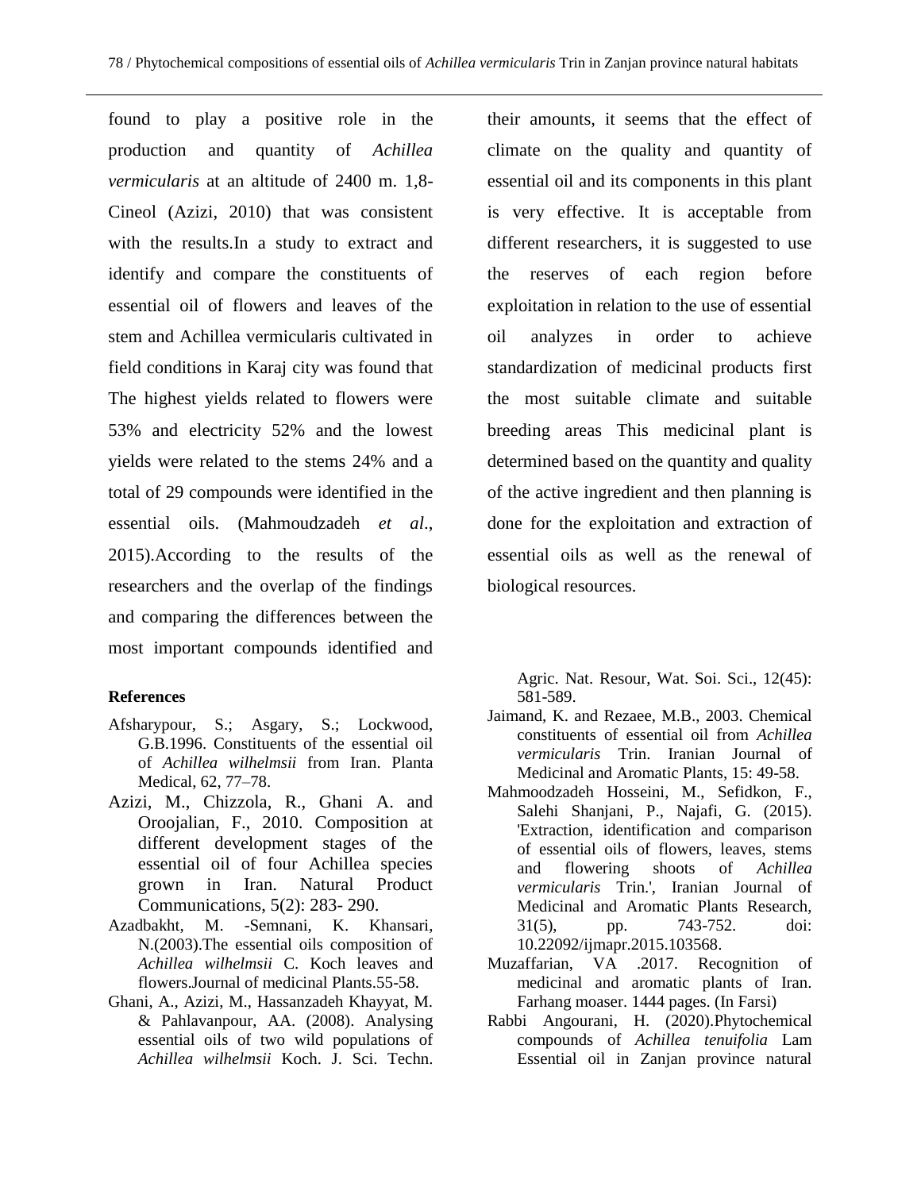found to play a positive role in the production and quantity of *Achillea vermicularis* at an altitude of 2400 m. 1,8-Cineol (Azizi, 2010) that was consistent with the results.In a study to extract and identify and compare the constituents of essential oil of flowers and leaves of the stem and Achillea vermicularis cultivated in field conditions in Karaj city was found that The highest yields related to flowers were 53% and electricity 52% and the lowest yields were related to the stems 24% and a total of 29 compounds were identified in the essential oils. (Mahmoudzadeh *et al*., 2015).According to the results of the researchers and the overlap of the findings and comparing the differences between the most important compounds identified and their amounts, it seems that the effect of climate on the quality and quantity of essential oil and its components in this plant is very effective. It is acceptable from different researchers, it is suggested to use the reserves of each region before exploitation in relation to the use of essential oil analyzes in order to achieve standardization of medicinal products first the most suitable climate and suitable breeding areas This medicinal plant is determined based on the quantity and quality of the active ingredient and then planning is done for the exploitation and extraction of essential oils as well as the renewal of biological resources.

**References**

- Afsharypour, S.; Asgary, S.; Lockwood, G.B.1996. Constituents of the essential oil of *Achillea wilhelmsii* from Iran. Planta Medical, 62, 77–78.
- Azizi, M., Chizzola, R., Ghani A. and Oroojalian, F., 2010. Composition at different development stages of the essential oil of four Achillea species grown in Iran. Natural Product Communications, 5(2): 283- 290.
- Azadbakht, M. -Semnani, K. Khansari, N.(2003).The essential oils composition of *Achillea wilhelmsii* C. Koch leaves and flowers.Journal of medicinal Plants.55-58.
- Ghani, A., Azizi, M., Hassanzadeh Khayyat, M. & Pahlavanpour, AA. (2008). Analysing essential oils of two wild populations of *Achillea wilhelmsii* Koch. J. Sci. Techn. Agric. Nat. Resour, Wat. Soi. Sci., 12(45): 581-589.
- Jaimand, K. and Rezaee, M.B., 2003. Chemical constituents of essential oil from *Achillea vermicularis* Trin. Iranian Journal of Medicinal and Aromatic Plants, 15: 49-58.
- Mahmoodzadeh Hosseini, M., Sefidkon, F., Salehi Shanjani, P., Najafi, G. (2015). 'Extraction, identification and comparison of essential oils of flowers, leaves, stems and flowering shoots of *Achillea vermicularis* Trin.', Iranian Journal of Medicinal and Aromatic Plants Research, 31(5), pp. 743-752. doi: 10.22092/ijmapr.2015.103568.
- Muzaffarian, VA .2017. Recognition of medicinal and aromatic plants of Iran. Farhang moaser. 1444 pages. (In Farsi)
- Rabbi Angourani, H. (2020).Phytochemical compounds of *Achillea tenuifolia* Lam Essential oil in Zanjan province natural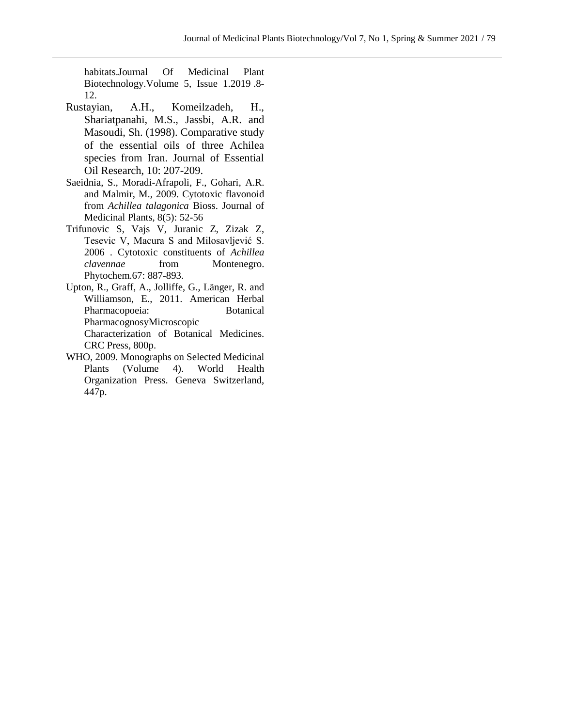habitats.Journal Of Medicinal Plant Biotechnology.Volume 5, Issue 1.2019 .8-12.

Rustayian, A.H., Komeilzadeh, H., Shariatpanahi, M.S., Jassbi, A.R. and Masoudi, Sh. (1998). Comparative study of the essential oils of three Achilea species from Iran. Journal of Essential Oil Research, 10: 207-209.

Saeidnia, S., Moradi-Afrapoli, F., Gohari, A.R. and Malmir, M., 2009. Cytotoxic flavonoid from *Achillea talagonica* Bioss. Journal of Medicinal Plants, 8(5): 52-56

Trifunovic S, Vajs V, Juranic Z, Zizak Z, Tesevic V, Macura S and Milosavljević S. 2006 . Cytotoxic constituents of *Achillea clavennae* from Montenegro. Phytochem.67: 887-893.

Upton, R., Graff, A., Jolliffe, G., Länger, R. and Williamson, E., 2011. American Herbal Pharmacopoeia: Botanical PharmacognosyMicroscopic Characterization of Botanical Medicines. CRC Press, 800p.

WHO, 2009. Monographs on Selected Medicinal Plants (Volume 4). World Health Organization Press. Geneva Switzerland, 447p.